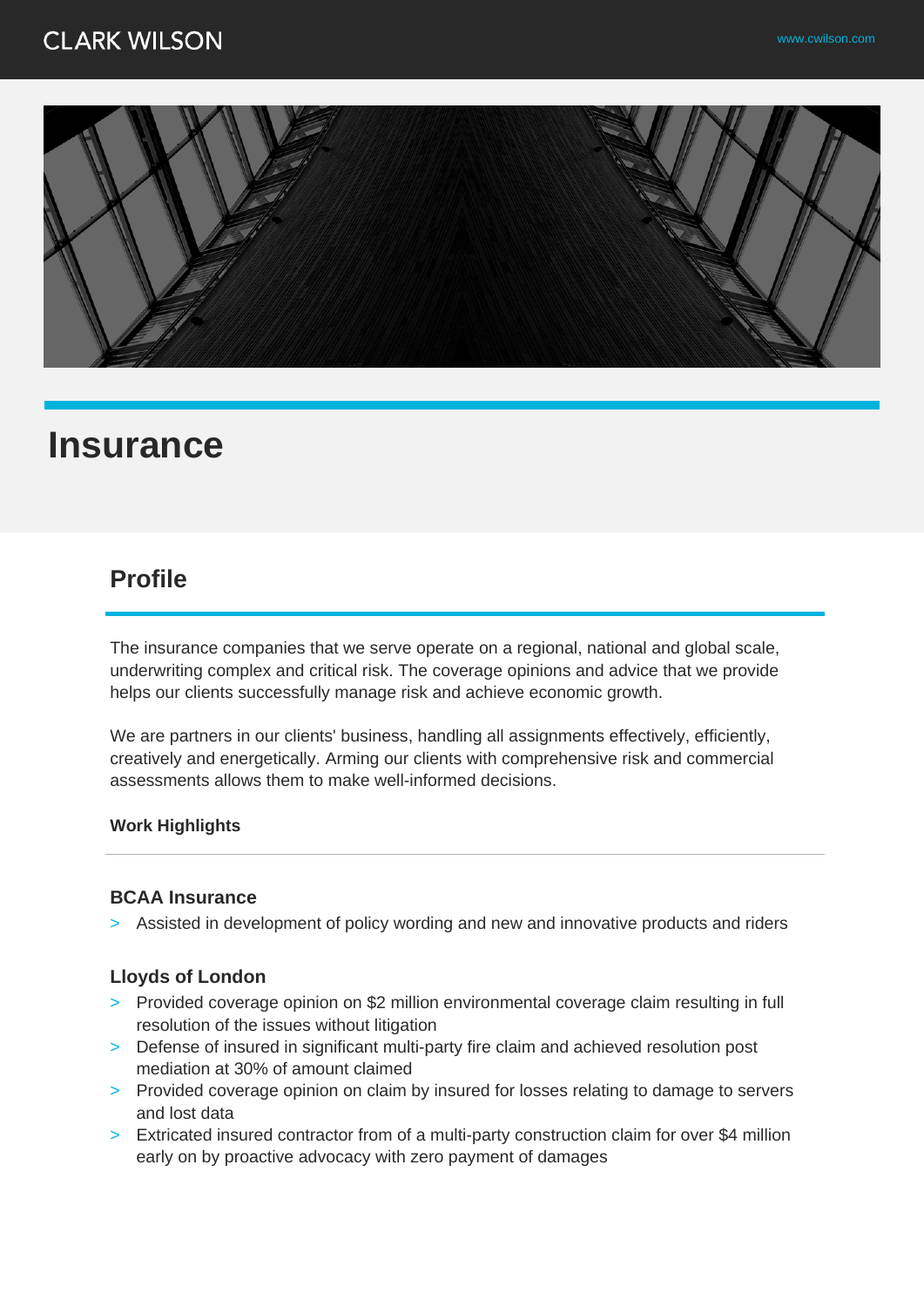# Insurance

## Profile

The insurance companies that we serve operate on a regional, national and global scale, underwriting complex and critical risk. The coverage opinions and advice that we provide helps our clients successfully manage risk and achieve economic growth.

We are partners in our clients' business, handling all assignments effectively, efficiently, creatively and energetically. Arming our clients with comprehensive risk and commercial assessments allows them to make well-informed decisions.

**Work Highlights**

### BCAA Insurance

- Assisted in development of policy wording and new and innovative products and riders

### Lloyds of London

- Provided coverage opinion on $2 million environmental coverage claim resulting in full resolution of the issues without litigation
- Defense of insured in significant multi-party fire claim and achieved resolution post mediation at 30% of amount claimed
- Provided coverage opinion on claim by insured for losses relating to damage to servers and lost data
- Extricated insured contractor from of a multi-party construction claim for over $4 million early on by proactive advocacy with zero payment of damages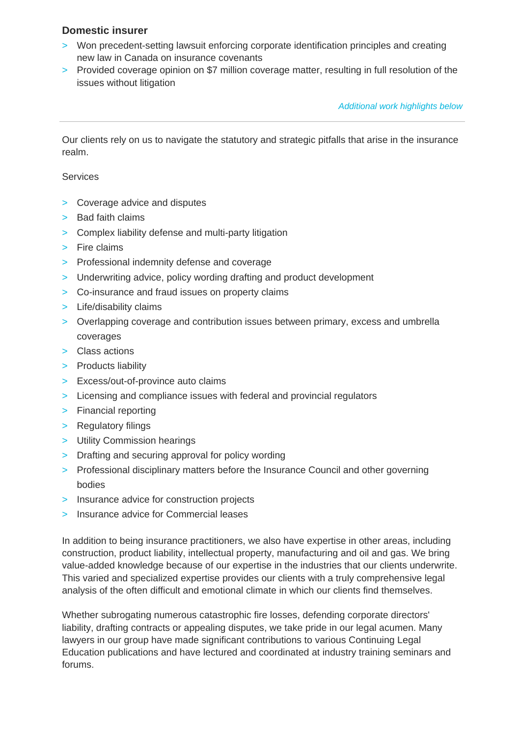### Domestic insurer

- Won precedent-setting lawsuit enforcing corporate identification principles and creating new law in Canada on insurance covenants
- Provided coverage opinion on $7 million coverage matter, resulting in full resolution of the issues without litigation

*Additional work highlights below*

---

Our clients rely on us to navigate the statutory and strategic pitfalls that arise in the insurance realm.

Services

- Coverage advice and disputes
- Bad faith claims
- Complex liability defense and multi-party litigation
- Fire claims
- Professional indemnity defense and coverage
- Underwriting advice, policy wording drafting and product development
- Co-insurance and fraud issues on property claims
- Life/disability claims
- Overlapping coverage and contribution issues between primary, excess and umbrella coverages
- Class actions
- Products liability
- Excess/out-of-province auto claims
- Licensing and compliance issues with federal and provincial regulators
- Financial reporting
- Regulatory filings
- Utility Commission hearings
- Drafting and securing approval for policy wording
- Professional disciplinary matters before the Insurance Council and other governing bodies
- Insurance advice for construction projects
- Insurance advice for Commercial leases

In addition to being insurance practitioners, we also have expertise in other areas, including construction, product liability, intellectual property, manufacturing and oil and gas. We bring value-added knowledge because of our expertise in the industries that our clients underwrite. This varied and specialized expertise provides our clients with a truly comprehensive legal analysis of the often difficult and emotional climate in which our clients find themselves.

Whether subrogating numerous catastrophic fire losses, defending corporate directors' liability, drafting contracts or appealing disputes, we take pride in our legal acumen. Many lawyers in our group have made significant contributions to various Continuing Legal Education publications and have lectured and coordinated at industry training seminars and forums.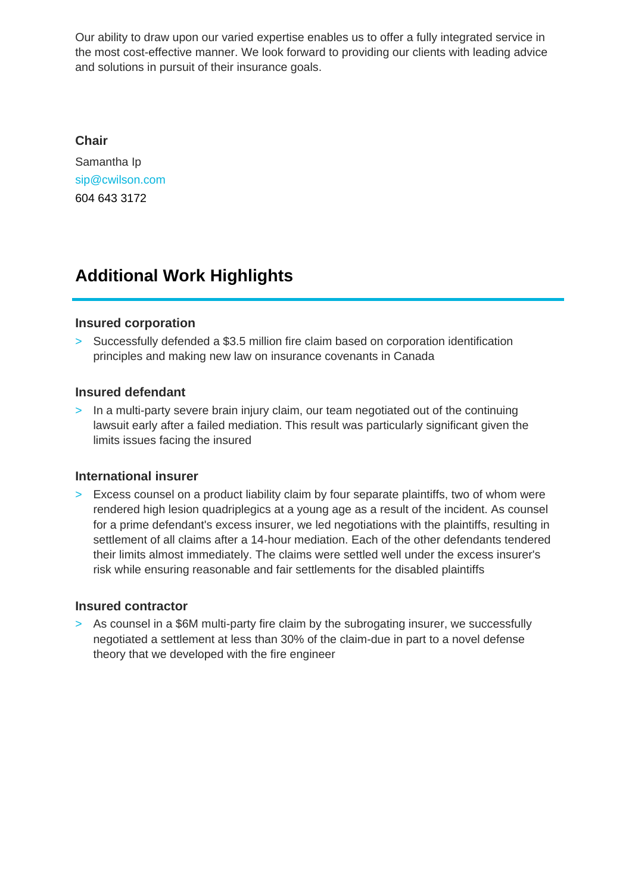Our ability to draw upon our varied expertise enables us to offer a fully integrated service in the most cost-effective manner. We look forward to providing our clients with leading advice and solutions in pursuit of their insurance goals.

**Chair**

Samantha Ip
sip@cwilson.com
604 643 3172

## Additional Work Highlights

### Insured corporation

- Successfully defended a $3.5 million fire claim based on corporation identification principles and making new law on insurance covenants in Canada

### Insured defendant

- In a multi-party severe brain injury claim, our team negotiated out of the continuing lawsuit early after a failed mediation. This result was particularly significant given the limits issues facing the insured

### International insurer

- Excess counsel on a product liability claim by four separate plaintiffs, two of whom were rendered high lesion quadriplegics at a young age as a result of the incident. As counsel for a prime defendant's excess insurer, we led negotiations with the plaintiffs, resulting in settlement of all claims after a 14-hour mediation. Each of the other defendants tendered their limits almost immediately. The claims were settled well under the excess insurer's risk while ensuring reasonable and fair settlements for the disabled plaintiffs

### Insured contractor

- As counsel in a $6M multi-party fire claim by the subrogating insurer, we successfully negotiated a settlement at less than 30% of the claim-due in part to a novel defense theory that we developed with the fire engineer